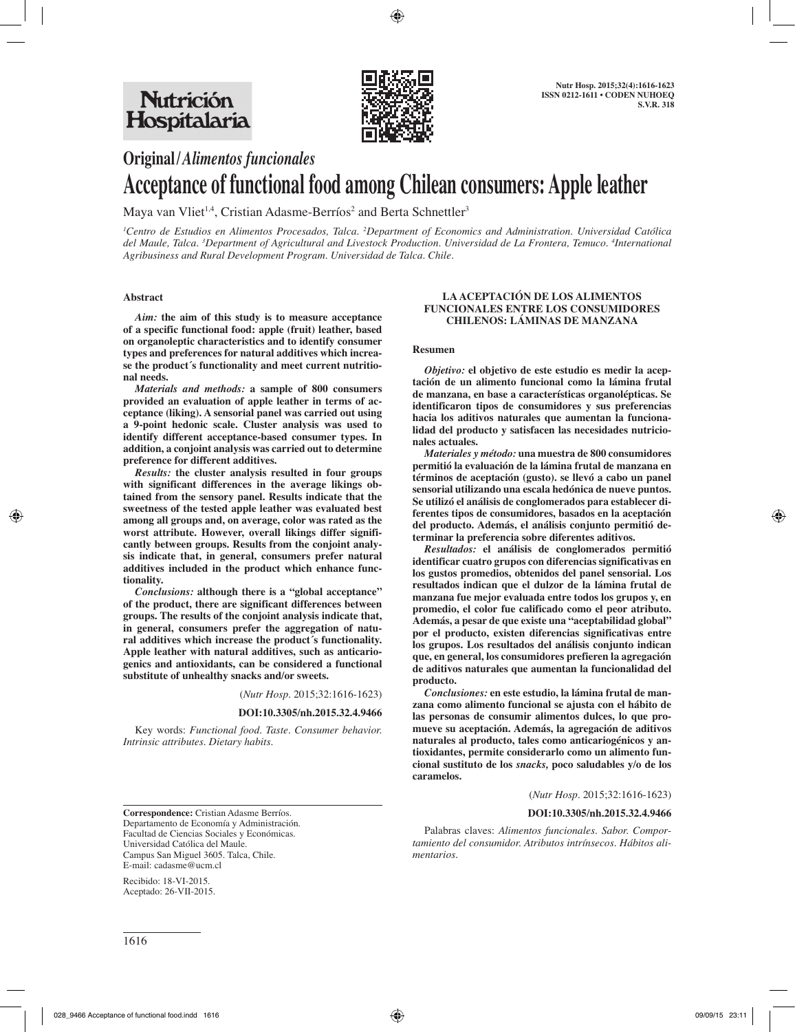# Original/*Alimentos funcionales*

# Acceptance of functional food among Chilean consumers: Apple leather

Maya van Vliet[1,4], Cristian Adasme-Berríos[2] and Berta Schnettler[3]

[1]*Centro de Estudios en Alimentos Procesados, Talca.* [2]*Department of Economics and Administration. Universidad Católica del Maule, Talca.* [3]*Department of Agricultural and Livestock Production. Universidad de La Frontera, Temuco.* [4]*International Agribusiness and Rural Development Program. Universidad de Talca. Chile.*

### Abstract

***Aim:*** **the aim of this study is to measure acceptance of a specific functional food: apple (fruit) leather, based on organoleptic characteristics and to identify consumer types and preferences for natural additives which increase the product´s functionality and meet current nutritional needs.**

***Materials and methods:*** **a sample of 800 consumers provided an evaluation of apple leather in terms of acceptance (liking). A sensorial panel was carried out using a 9-point hedonic scale. Cluster analysis was used to identify different acceptance-based consumer types. In addition, a conjoint analysis was carried out to determine preference for different additives.**

***Results:*** **the cluster analysis resulted in four groups with significant differences in the average likings obtained from the sensory panel. Results indicate that the sweetness of the tested apple leather was evaluated best among all groups and, on average, color was rated as the worst attribute. However, overall likings differ significantly between groups. Results from the conjoint analysis indicate that, in general, consumers prefer natural additives included in the product which enhance functionality.**

***Conclusions:*** **although there is a "global acceptance" of the product, there are significant differences between groups. The results of the conjoint analysis indicate that, in general, consumers prefer the aggregation of natural additives which increase the product´s functionality. Apple leather with natural additives, such as anticariogenics and antioxidants, can be considered a functional substitute of unhealthy snacks and/or sweets.**

(*Nutr Hosp*. 2015;32:1616-1623)

**DOI:10.3305/nh.2015.32.4.9466**

Key words: *Functional food. Taste. Consumer behavior. Intrinsic attributes. Dietary habits.*

### LA ACEPTACIÓN DE LOS ALIMENTOS FUNCIONALES ENTRE LOS CONSUMIDORES CHILENOS: LÁMINAS DE MANZANA

### Resumen

***Objetivo:*** **el objetivo de este estudio es medir la aceptación de un alimento funcional como la lámina frutal de manzana, en base a características organolépticas. Se identificaron tipos de consumidores y sus preferencias hacia los aditivos naturales que aumentan la funcionalidad del producto y satisfacen las necesidades nutricionales actuales.**

***Materiales y método:*** **una muestra de 800 consumidores permitió la evaluación de la lámina frutal de manzana en términos de aceptación (gusto). se llevó a cabo un panel sensorial utilizando una escala hedónica de nueve puntos. Se utilizó el análisis de conglomerados para establecer diferentes tipos de consumidores, basados en la aceptación del producto. Además, el análisis conjunto permitió determinar la preferencia sobre diferentes aditivos.**

***Resultados:*** **el análisis de conglomerados permitió identificar cuatro grupos con diferencias significativas en los gustos promedios, obtenidos del panel sensorial. Los resultados indican que el dulzor de la lámina frutal de manzana fue mejor evaluada entre todos los grupos y, en promedio, el color fue calificado como el peor atributo. Además, a pesar de que existe una "aceptabilidad global" por el producto, existen diferencias significativas entre los grupos. Los resultados del análisis conjunto indican que, en general, los consumidores prefieren la agregación de aditivos naturales que aumentan la funcionalidad del producto.**

***Conclusiones:*** **en este estudio, la lámina frutal de manzana como alimento funcional se ajusta con el hábito de las personas de consumir alimentos dulces, lo que promueve su aceptación. Además, la agregación de aditivos naturales al producto, tales como anticariogénicos y antioxidantes, permite considerarlo como un alimento funcional sustituto de los *snacks,* poco saludables y/o de los caramelos.**

(*Nutr Hosp*. 2015;32:1616-1623)

**DOI:10.3305/nh.2015.32.4.9466**

Palabras claves: *Alimentos funcionales. Sabor. Comportamiento del consumidor. Atributos intrínsecos. Hábitos alimentarios.*

**Correspondence:** Cristian Adasme Berríos.
Departamento de Economía y Administración.
Facultad de Ciencias Sociales y Económicas.
Universidad Católica del Maule.
Campus San Miguel 3605. Talca, Chile.
E-mail: cadasme@ucm.cl

Recibido: 18-VI-2015.
Aceptado: 26-VII-2015.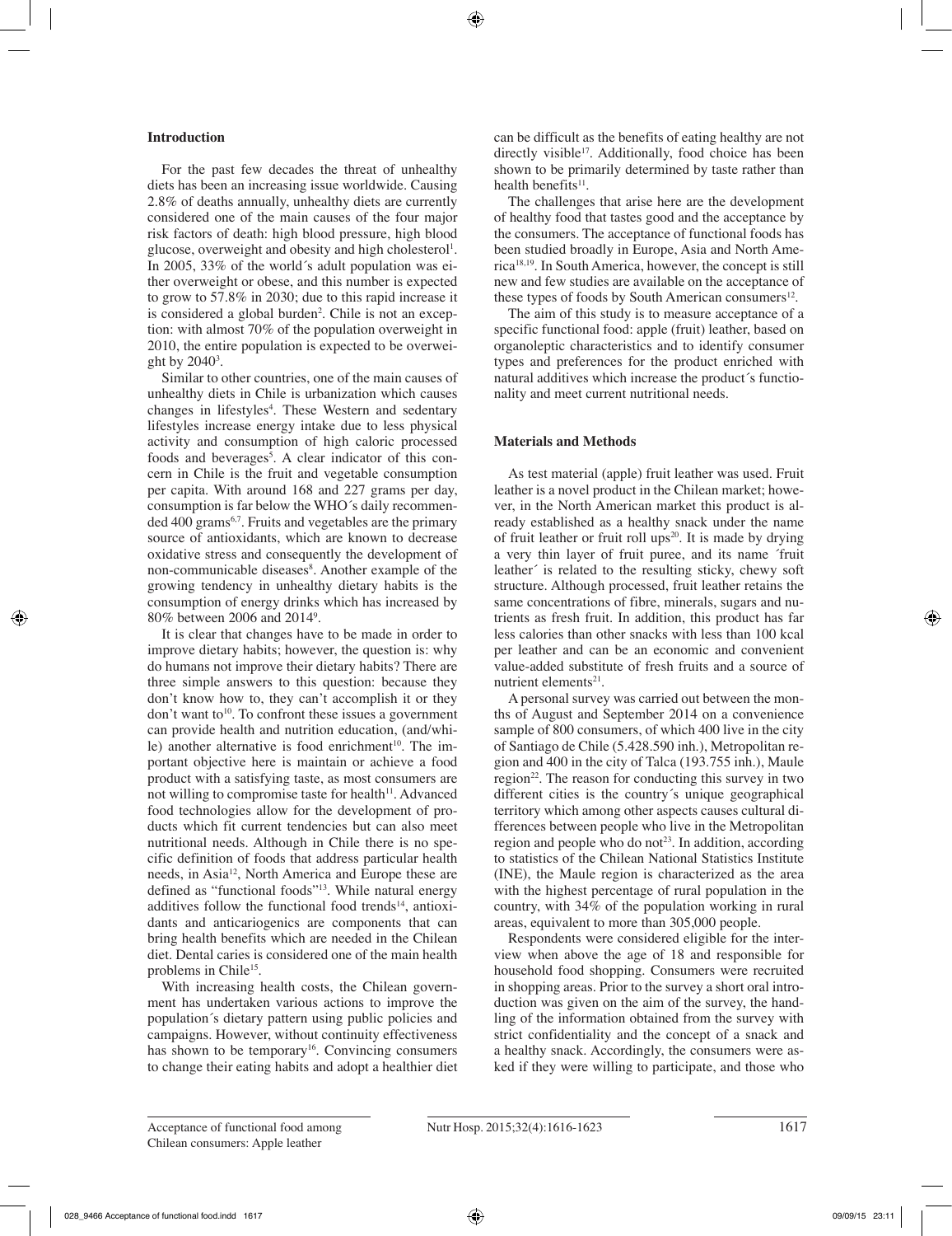## Introduction

For the past few decades the threat of unhealthy diets has been an increasing issue worldwide. Causing 2.8% of deaths annually, unhealthy diets are currently considered one of the main causes of the four major risk factors of death: high blood pressure, high blood glucose, overweight and obesity and high cholesterol[1]. In 2005, 33% of the world´s adult population was either overweight or obese, and this number is expected to grow to 57.8% in 2030; due to this rapid increase it is considered a global burden[2]. Chile is not an exception: with almost 70% of the population overweight in 2010, the entire population is expected to be overweight by 2040[3].

Similar to other countries, one of the main causes of unhealthy diets in Chile is urbanization which causes changes in lifestyles[4]. These Western and sedentary lifestyles increase energy intake due to less physical activity and consumption of high caloric processed foods and beverages[5]. A clear indicator of this concern in Chile is the fruit and vegetable consumption per capita. With around 168 and 227 grams per day, consumption is far below the WHO´s daily recommended 400 grams[6,7]. Fruits and vegetables are the primary source of antioxidants, which are known to decrease oxidative stress and consequently the development of non-communicable diseases[8]. Another example of the growing tendency in unhealthy dietary habits is the consumption of energy drinks which has increased by 80% between 2006 and 2014[9].

It is clear that changes have to be made in order to improve dietary habits; however, the question is: why do humans not improve their dietary habits? There are three simple answers to this question: because they don't know how to, they can't accomplish it or they don't want to[10]. To confront these issues a government can provide health and nutrition education, (and/while) another alternative is food enrichment[10]. The important objective here is maintain or achieve a food product with a satisfying taste, as most consumers are not willing to compromise taste for health[11]. Advanced food technologies allow for the development of products which fit current tendencies but can also meet nutritional needs. Although in Chile there is no specific definition of foods that address particular health needs, in Asia[12], North America and Europe these are defined as "functional foods"[13]. While natural energy additives follow the functional food trends[14], antioxidants and anticariogenics are components that can bring health benefits which are needed in the Chilean diet. Dental caries is considered one of the main health problems in Chile[15].

With increasing health costs, the Chilean government has undertaken various actions to improve the population´s dietary pattern using public policies and campaigns. However, without continuity effectiveness has shown to be temporary[16]. Convincing consumers to change their eating habits and adopt a healthier diet can be difficult as the benefits of eating healthy are not directly visible[17]. Additionally, food choice has been shown to be primarily determined by taste rather than health benefits[11].

The challenges that arise here are the development of healthy food that tastes good and the acceptance by the consumers. The acceptance of functional foods has been studied broadly in Europe, Asia and North America[18,19]. In South America, however, the concept is still new and few studies are available on the acceptance of these types of foods by South American consumers[12].

The aim of this study is to measure acceptance of a specific functional food: apple (fruit) leather, based on organoleptic characteristics and to identify consumer types and preferences for the product enriched with natural additives which increase the product´s functionality and meet current nutritional needs.

## Materials and Methods

As test material (apple) fruit leather was used. Fruit leather is a novel product in the Chilean market; however, in the North American market this product is already established as a healthy snack under the name of fruit leather or fruit roll ups[20]. It is made by drying a very thin layer of fruit puree, and its name ´fruit leather´ is related to the resulting sticky, chewy soft structure. Although processed, fruit leather retains the same concentrations of fibre, minerals, sugars and nutrients as fresh fruit. In addition, this product has far less calories than other snacks with less than 100 kcal per leather and can be an economic and convenient value-added substitute of fresh fruits and a source of nutrient elements[21].

A personal survey was carried out between the months of August and September 2014 on a convenience sample of 800 consumers, of which 400 live in the city of Santiago de Chile (5.428.590 inh.), Metropolitan region and 400 in the city of Talca (193.755 inh.), Maule region[22]. The reason for conducting this survey in two different cities is the country´s unique geographical territory which among other aspects causes cultural differences between people who live in the Metropolitan region and people who do not[23]. In addition, according to statistics of the Chilean National Statistics Institute (INE), the Maule region is characterized as the area with the highest percentage of rural population in the country, with 34% of the population working in rural areas, equivalent to more than 305,000 people.

Respondents were considered eligible for the interview when above the age of 18 and responsible for household food shopping. Consumers were recruited in shopping areas. Prior to the survey a short oral introduction was given on the aim of the survey, the handling of the information obtained from the survey with strict confidentiality and the concept of a snack and a healthy snack. Accordingly, the consumers were asked if they were willing to participate, and those who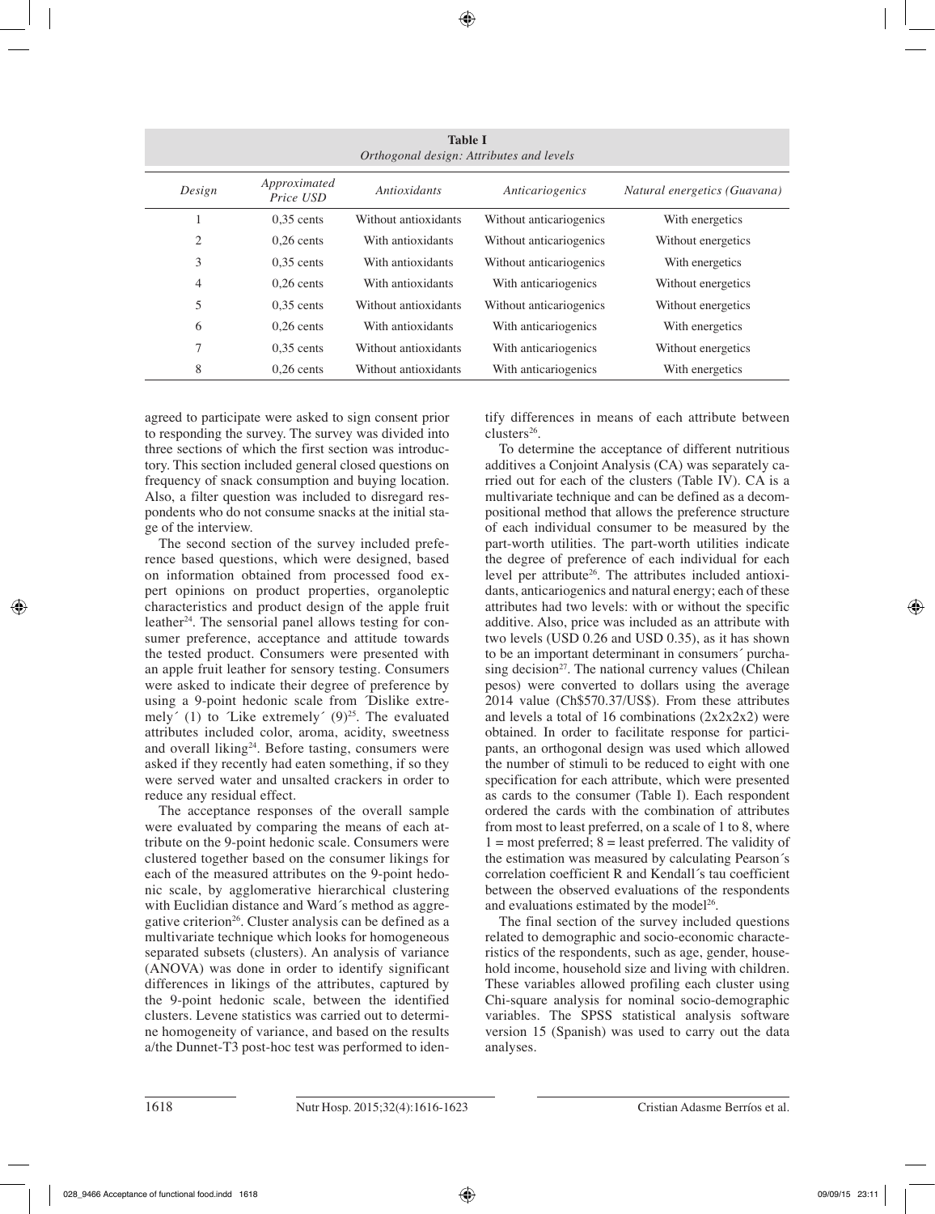**Table I**
*Orthogonal design: Attributes and levels*

| *Design* | *Approximated Price USD* | *Antioxidants* | *Anticariogenics* | *Natural energetics (Guavana)* |
|---|---|---|---|---|
| 1 | 0,35 cents | Without antioxidants | Without anticariogenics | With energetics |
| 2 | 0,26 cents | With antioxidants | Without anticariogenics | Without energetics |
| 3 | 0,35 cents | With antioxidants | Without anticariogenics | With energetics |
| 4 | 0,26 cents | With antioxidants | With anticariogenics | Without energetics |
| 5 | 0,35 cents | Without antioxidants | Without anticariogenics | Without energetics |
| 6 | 0,26 cents | With antioxidants | With anticariogenics | With energetics |
| 7 | 0,35 cents | Without antioxidants | With anticariogenics | Without energetics |
| 8 | 0,26 cents | Without antioxidants | With anticariogenics | With energetics |

agreed to participate were asked to sign consent prior to responding the survey. The survey was divided into three sections of which the first section was introductory. This section included general closed questions on frequency of snack consumption and buying location. Also, a filter question was included to disregard respondents who do not consume snacks at the initial stage of the interview.

The second section of the survey included preference based questions, which were designed, based on information obtained from processed food expert opinions on product properties, organoleptic characteristics and product design of the apple fruit leather[24]. The sensorial panel allows testing for consumer preference, acceptance and attitude towards the tested product. Consumers were presented with an apple fruit leather for sensory testing. Consumers were asked to indicate their degree of preference by using a 9-point hedonic scale from ´Dislike extremely´ (1) to ´Like extremely´ (9)[25]. The evaluated attributes included color, aroma, acidity, sweetness and overall liking[24]. Before tasting, consumers were asked if they recently had eaten something, if so they were served water and unsalted crackers in order to reduce any residual effect.

The acceptance responses of the overall sample were evaluated by comparing the means of each attribute on the 9-point hedonic scale. Consumers were clustered together based on the consumer likings for each of the measured attributes on the 9-point hedonic scale, by agglomerative hierarchical clustering with Euclidian distance and Ward´s method as aggregative criterion[26]. Cluster analysis can be defined as a multivariate technique which looks for homogeneous separated subsets (clusters). An analysis of variance (ANOVA) was done in order to identify significant differences in likings of the attributes, captured by the 9-point hedonic scale, between the identified clusters. Levene statistics was carried out to determine homogeneity of variance, and based on the results a/the Dunnet-T3 post-hoc test was performed to identify differences in means of each attribute between clusters[26].

To determine the acceptance of different nutritious additives a Conjoint Analysis (CA) was separately carried out for each of the clusters (Table IV). CA is a multivariate technique and can be defined as a decompositional method that allows the preference structure of each individual consumer to be measured by the part-worth utilities. The part-worth utilities indicate the degree of preference of each individual for each level per attribute[26]. The attributes included antioxidants, anticariogenics and natural energy; each of these attributes had two levels: with or without the specific additive. Also, price was included as an attribute with two levels (USD 0.26 and USD 0.35), as it has shown to be an important determinant in consumers´ purchasing decision[27]. The national currency values (Chilean pesos) were converted to dollars using the average 2014 value (Ch$570.37/US$). From these attributes and levels a total of 16 combinations (2x2x2x2) were obtained. In order to facilitate response for participants, an orthogonal design was used which allowed the number of stimuli to be reduced to eight with one specification for each attribute, which were presented as cards to the consumer (Table I). Each respondent ordered the cards with the combination of attributes from most to least preferred, on a scale of 1 to 8, where 1 = most preferred; 8 = least preferred. The validity of the estimation was measured by calculating Pearson´s correlation coefficient R and Kendall´s tau coefficient between the observed evaluations of the respondents and evaluations estimated by the model[26].

The final section of the survey included questions related to demographic and socio-economic characteristics of the respondents, such as age, gender, household income, household size and living with children. These variables allowed profiling each cluster using Chi-square analysis for nominal socio-demographic variables. The SPSS statistical analysis software version 15 (Spanish) was used to carry out the data analyses.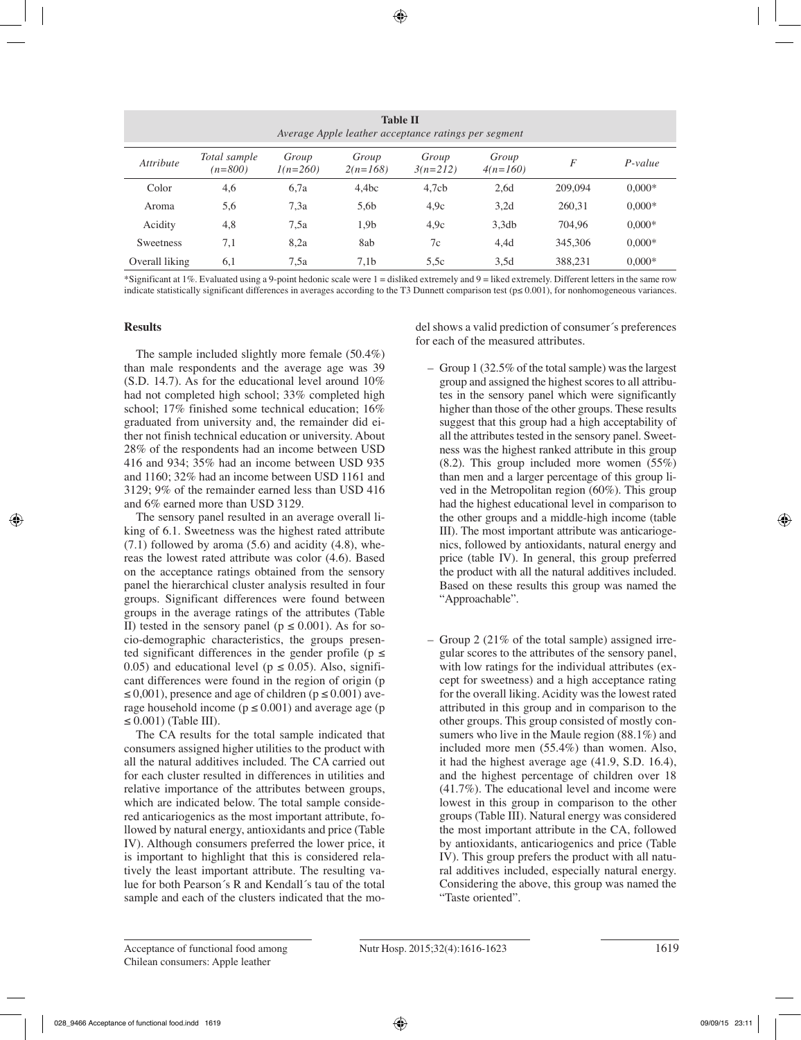**Table II**
*Average Apple leather acceptance ratings per segment*

| *Attribute* | *Total sample (n=800)* | *Group 1(n=260)* | *Group 2(n=168)* | *Group 3(n=212)* | *Group 4(n=160)* | *F* | *P-value* |
|---|---|---|---|---|---|---|---|
| Color | 4,6 | 6,7a | 4,4bc | 4,7cb | 2,6d | 209,094 | 0,000* |
| Aroma | 5,6 | 7,3a | 5,6b | 4,9c | 3,2d | 260,31 | 0,000* |
| Acidity | 4,8 | 7,5a | 1,9b | 4,9c | 3,3db | 704,96 | 0,000* |
| Sweetness | 7,1 | 8,2a | 8ab | 7c | 4,4d | 345,306 | 0,000* |
| Overall liking | 6,1 | 7,5a | 7,1b | 5,5c | 3,5d | 388,231 | 0,000* |

*Significant at 1%. Evaluated using a 9-point hedonic scale were 1 = disliked extremely and 9 = liked extremely. Different letters in the same row indicate statistically significant differences in averages according to the T3 Dunnett comparison test (p≤ 0.001), for nonhomogeneous variances.

## Results

The sample included slightly more female (50.4%) than male respondents and the average age was 39 (S.D. 14.7). As for the educational level around 10% had not completed high school; 33% completed high school; 17% finished some technical education; 16% graduated from university and, the remainder did either not finish technical education or university. About 28% of the respondents had an income between USD 416 and 934; 35% had an income between USD 935 and 1160; 32% had an income between USD 1161 and 3129; 9% of the remainder earned less than USD 416 and 6% earned more than USD 3129.

The sensory panel resulted in an average overall liking of 6.1. Sweetness was the highest rated attribute (7.1) followed by aroma (5.6) and acidity (4.8), whereas the lowest rated attribute was color (4.6). Based on the acceptance ratings obtained from the sensory panel the hierarchical cluster analysis resulted in four groups. Significant differences were found between groups in the average ratings of the attributes (Table II) tested in the sensory panel ($p \leq 0.001$). As for socio-demographic characteristics, the groups presented significant differences in the gender profile ($p \leq 0.05$) and educational level ($p \leq 0.05$). Also, significant differences were found in the region of origin ($p \leq 0{,}001$), presence and age of children ($p \leq 0.001$) average household income ($p \leq 0.001$) and average age ($p \leq 0.001$) (Table III).

The CA results for the total sample indicated that consumers assigned higher utilities to the product with all the natural additives included. The CA carried out for each cluster resulted in differences in utilities and relative importance of the attributes between groups, which are indicated below. The total sample considered anticariogenics as the most important attribute, followed by natural energy, antioxidants and price (Table IV). Although consumers preferred the lower price, it is important to highlight that this is considered relatively the least important attribute. The resulting value for both Pearson´s R and Kendall´s tau of the total sample and each of the clusters indicated that the model shows a valid prediction of consumer´s preferences for each of the measured attributes.

- Group 1 (32.5% of the total sample) was the largest group and assigned the highest scores to all attributes in the sensory panel which were significantly higher than those of the other groups. These results suggest that this group had a high acceptability of all the attributes tested in the sensory panel. Sweetness was the highest ranked attribute in this group (8.2). This group included more women (55%) than men and a larger percentage of this group lived in the Metropolitan region (60%). This group had the highest educational level in comparison to the other groups and a middle-high income (table III). The most important attribute was anticariogenics, followed by antioxidants, natural energy and price (table IV). In general, this group preferred the product with all the natural additives included. Based on these results this group was named the "Approachable".

- Group 2 (21% of the total sample) assigned irregular scores to the attributes of the sensory panel, with low ratings for the individual attributes (except for sweetness) and a high acceptance rating for the overall liking. Acidity was the lowest rated attributed in this group and in comparison to the other groups. This group consisted of mostly consumers who live in the Maule region (88.1%) and included more men (55.4%) than women. Also, it had the highest average age (41.9, S.D. 16.4), and the highest percentage of children over 18 (41.7%). The educational level and income were lowest in this group in comparison to the other groups (Table III). Natural energy was considered the most important attribute in the CA, followed by antioxidants, anticariogenics and price (Table IV). This group prefers the product with all natural additives included, especially natural energy. Considering the above, this group was named the "Taste oriented".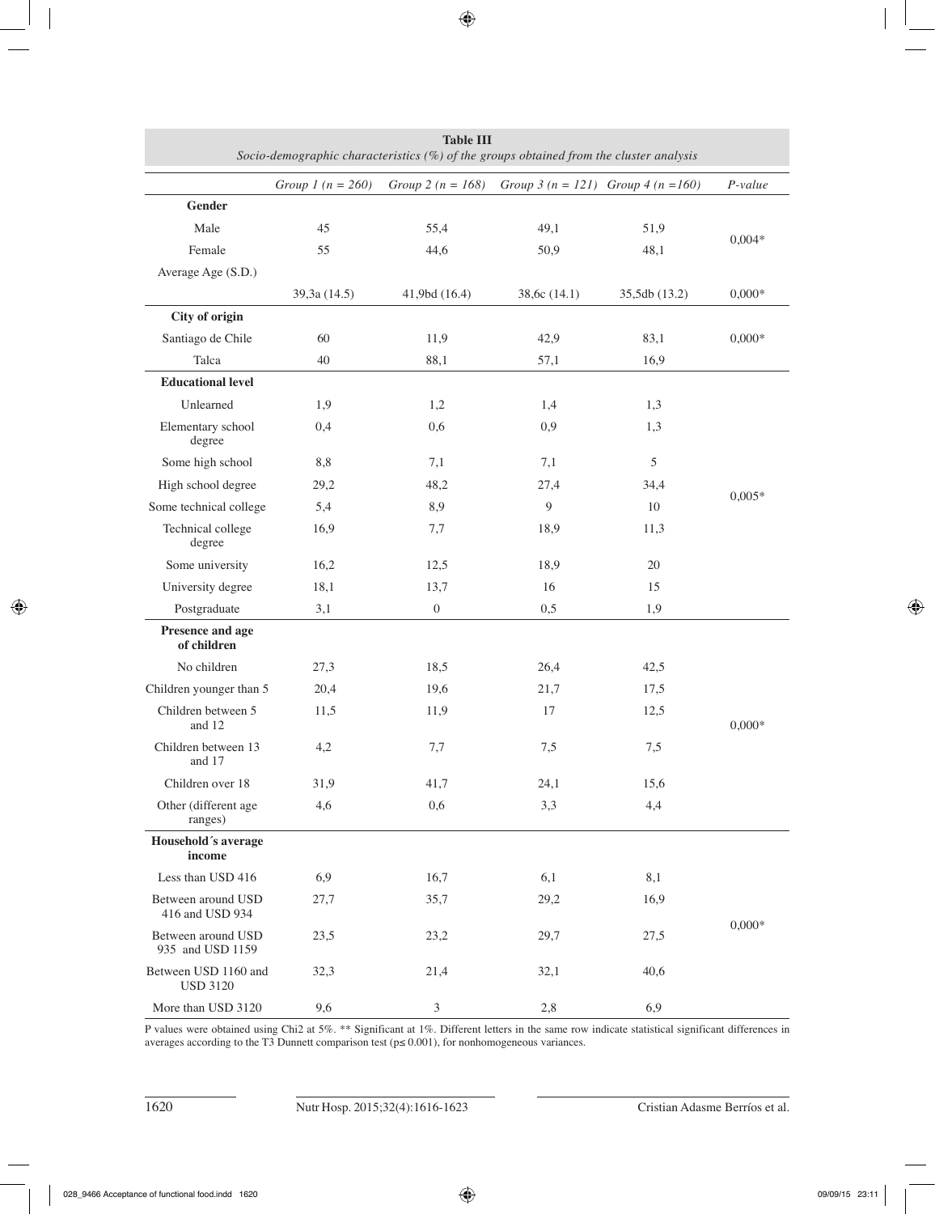**Table III**
*Socio-demographic characteristics (%) of the groups obtained from the cluster analysis*

| | *Group 1 (n = 260)* | *Group 2 (n = 168)* | *Group 3 (n = 121)* | *Group 4 (n =160)* | *P-value* |
|---|---|---|---|---|---|
| **Gender** | | | | | |
| Male | 45 | 55,4 | 49,1 | 51,9 | 0,004* |
| Female | 55 | 44,6 | 50,9 | 48,1 | |
| Average Age (S.D.) | 39,3a (14.5) | 41,9bd (16.4) | 38,6c (14.1) | 35,5db (13.2) | 0,000* |
| **City of origin** | | | | | |
| Santiago de Chile | 60 | 11,9 | 42,9 | 83,1 | 0,000* |
| Talca | 40 | 88,1 | 57,1 | 16,9 | |
| **Educational level** | | | | | |
| Unlearned | 1,9 | 1,2 | 1,4 | 1,3 | 0,005* |
| Elementary school degree | 0,4 | 0,6 | 0,9 | 1,3 | |
| Some high school | 8,8 | 7,1 | 7,1 | 5 | |
| High school degree | 29,2 | 48,2 | 27,4 | 34,4 | |
| Some technical college | 5,4 | 8,9 | 9 | 10 | |
| Technical college degree | 16,9 | 7,7 | 18,9 | 11,3 | |
| Some university | 16,2 | 12,5 | 18,9 | 20 | |
| University degree | 18,1 | 13,7 | 16 | 15 | |
| Postgraduate | 3,1 | 0 | 0,5 | 1,9 | |
| **Presence and age of children** | | | | | |
| No children | 27,3 | 18,5 | 26,4 | 42,5 | 0,000* |
| Children younger than 5 | 20,4 | 19,6 | 21,7 | 17,5 | |
| Children between 5 and 12 | 11,5 | 11,9 | 17 | 12,5 | |
| Children between 13 and 17 | 4,2 | 7,7 | 7,5 | 7,5 | |
| Children over 18 | 31,9 | 41,7 | 24,1 | 15,6 | |
| Other (different age ranges) | 4,6 | 0,6 | 3,3 | 4,4 | |
| **Household´s average income** | | | | | |
| Less than USD 416 | 6,9 | 16,7 | 6,1 | 8,1 | 0,000* |
| Between around USD 416 and USD 934 | 27,7 | 35,7 | 29,2 | 16,9 | |
| Between around USD 935 and USD 1159 | 23,5 | 23,2 | 29,7 | 27,5 | |
| Between USD 1160 and USD 3120 | 32,3 | 21,4 | 32,1 | 40,6 | |
| More than USD 3120 | 9,6 | 3 | 2,8 | 6,9 | |

P values were obtained using Chi2 at 5%. ** Significant at 1%. Different letters in the same row indicate statistical significant differences in averages according to the T3 Dunnett comparison test ($p \leq 0.001$), for nonhomogeneous variances.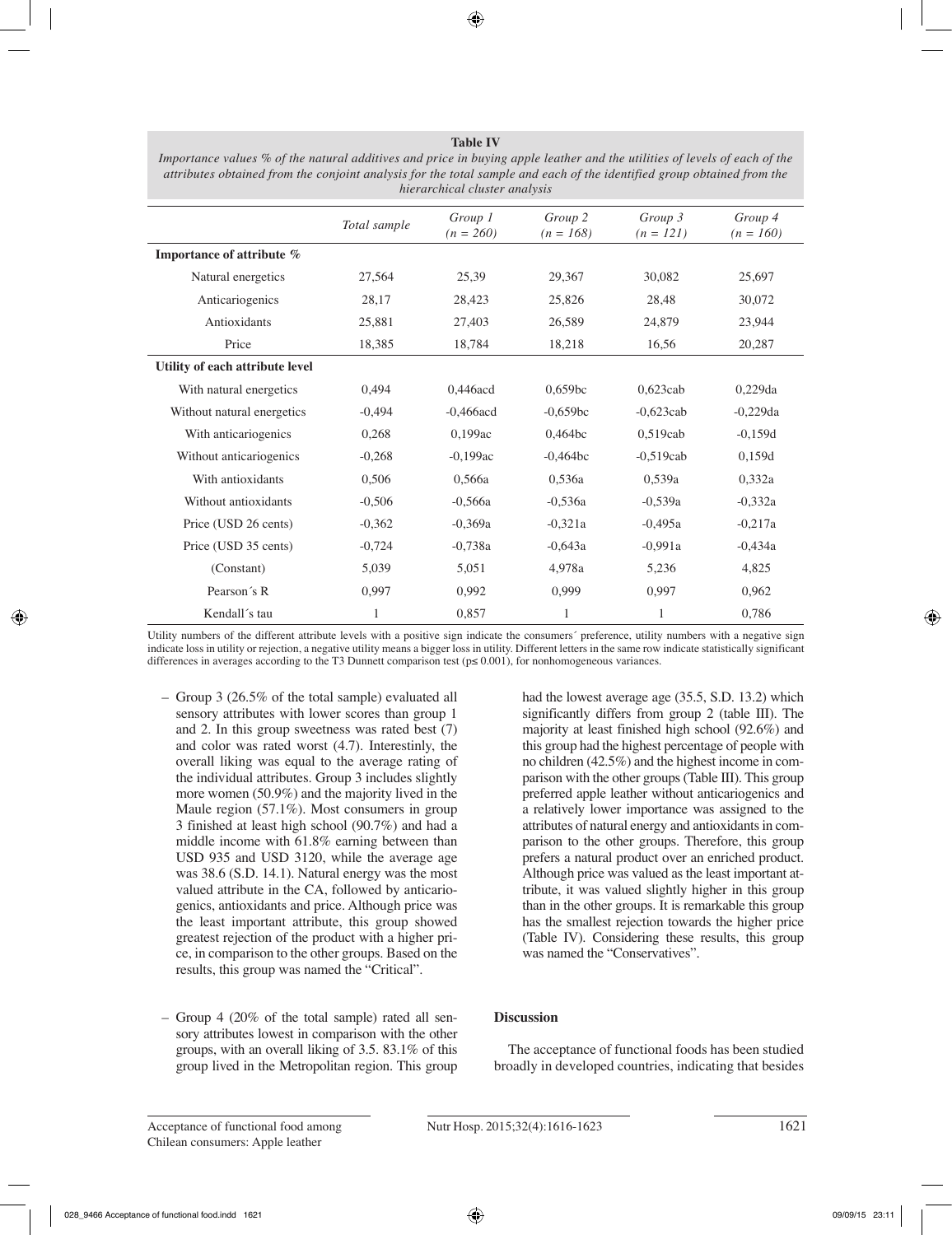**Table IV**

*Importance values % of the natural additives and price in buying apple leather and the utilities of levels of each of the attributes obtained from the conjoint analysis for the total sample and each of the identified group obtained from the hierarchical cluster analysis*

| | *Total sample* | *Group 1 (n = 260)* | *Group 2 (n = 168)* | *Group 3 (n = 121)* | *Group 4 (n = 160)* |
|---|---|---|---|---|---|
| **Importance of attribute %** | | | | | |
| Natural energetics | 27,564 | 25,39 | 29,367 | 30,082 | 25,697 |
| Anticariogenics | 28,17 | 28,423 | 25,826 | 28,48 | 30,072 |
| Antioxidants | 25,881 | 27,403 | 26,589 | 24,879 | 23,944 |
| Price | 18,385 | 18,784 | 18,218 | 16,56 | 20,287 |
| **Utility of each attribute level** | | | | | |
| With natural energetics | 0,494 | 0,446acd | 0,659bc | 0,623cab | 0,229da |
| Without natural energetics | -0,494 | -0,466acd | -0,659bc | -0,623cab | -0,229da |
| With anticariogenics | 0,268 | 0,199ac | 0,464bc | 0,519cab | -0,159d |
| Without anticariogenics | -0,268 | -0,199ac | -0,464bc | -0,519cab | 0,159d |
| With antioxidants | 0,506 | 0,566a | 0,536a | 0,539a | 0,332a |
| Without antioxidants | -0,506 | -0,566a | -0,536a | -0,539a | -0,332a |
| Price (USD 26 cents) | -0,362 | -0,369a | -0,321a | -0,495a | -0,217a |
| Price (USD 35 cents) | -0,724 | -0,738a | -0,643a | -0,991a | -0,434a |
| (Constant) | 5,039 | 5,051 | 4,978a | 5,236 | 4,825 |
| Pearson´s R | 0,997 | 0,992 | 0,999 | 0,997 | 0,962 |
| Kendall´s tau | 1 | 0,857 | 1 | 1 | 0,786 |

Utility numbers of the different attribute levels with a positive sign indicate the consumers´ preference, utility numbers with a negative sign indicate loss in utility or rejection, a negative utility means a bigger loss in utility. Different letters in the same row indicate statistically significant differences in averages according to the T3 Dunnett comparison test (p≤ 0.001), for nonhomogeneous variances.

– Group 3 (26.5% of the total sample) evaluated all sensory attributes with lower scores than group 1 and 2. In this group sweetness was rated best (7) and color was rated worst (4.7). Interestinly, the overall liking was equal to the average rating of the individual attributes. Group 3 includes slightly more women (50.9%) and the majority lived in the Maule region (57.1%). Most consumers in group 3 finished at least high school (90.7%) and had a middle income with 61.8% earning between than USD 935 and USD 3120, while the average age was 38.6 (S.D. 14.1). Natural energy was the most valued attribute in the CA, followed by anticariogenics, antioxidants and price. Although price was the least important attribute, this group showed greatest rejection of the product with a higher price, in comparison to the other groups. Based on the results, this group was named the "Critical".

– Group 4 (20% of the total sample) rated all sensory attributes lowest in comparison with the other groups, with an overall liking of 3.5. 83.1% of this group lived in the Metropolitan region. This group had the lowest average age (35.5, S.D. 13.2) which significantly differs from group 2 (table III). The majority at least finished high school (92.6%) and this group had the highest percentage of people with no children (42.5%) and the highest income in comparison with the other groups (Table III). This group preferred apple leather without anticariogenics and a relatively lower importance was assigned to the attributes of natural energy and antioxidants in comparison to the other groups. Therefore, this group prefers a natural product over an enriched product. Although price was valued as the least important attribute, it was valued slightly higher in this group than in the other groups. It is remarkable this group has the smallest rejection towards the higher price (Table IV). Considering these results, this group was named the "Conservatives".

## Discussion

The acceptance of functional foods has been studied broadly in developed countries, indicating that besides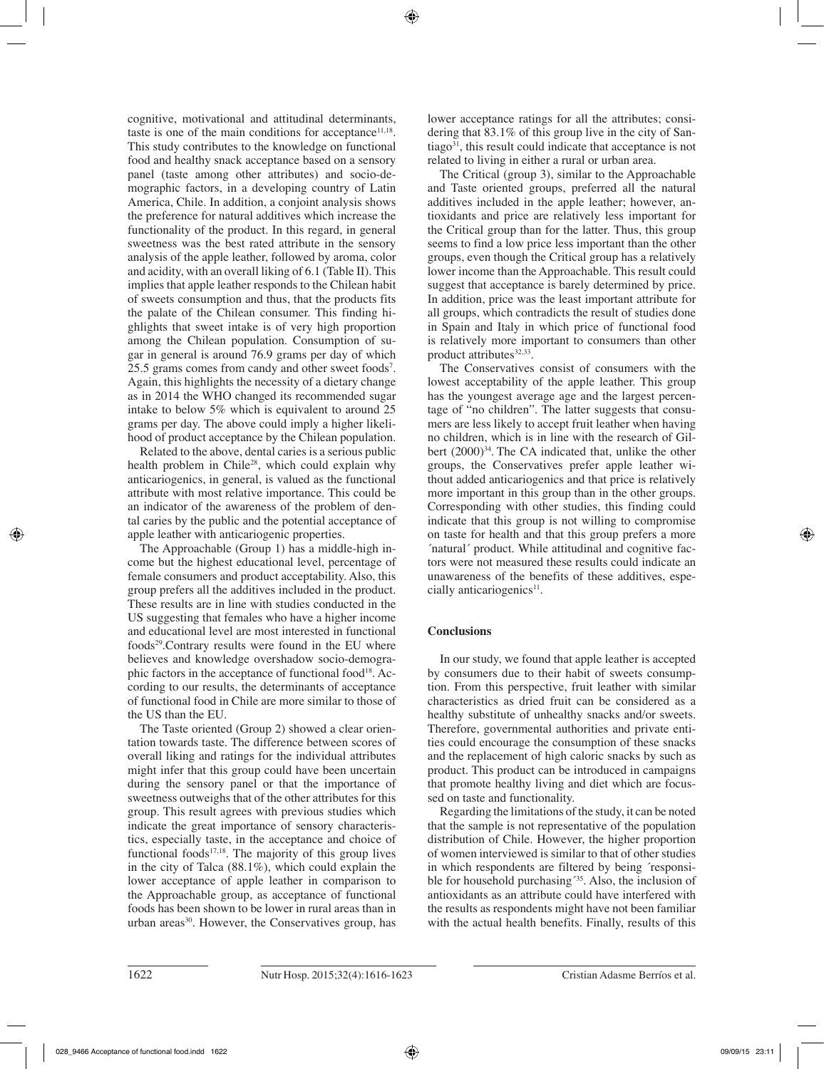cognitive, motivational and attitudinal determinants, taste is one of the main conditions for acceptance[11,18]. This study contributes to the knowledge on functional food and healthy snack acceptance based on a sensory panel (taste among other attributes) and socio-demographic factors, in a developing country of Latin America, Chile. In addition, a conjoint analysis shows the preference for natural additives which increase the functionality of the product. In this regard, in general sweetness was the best rated attribute in the sensory analysis of the apple leather, followed by aroma, color and acidity, with an overall liking of 6.1 (Table II). This implies that apple leather responds to the Chilean habit of sweets consumption and thus, that the products fits the palate of the Chilean consumer. This finding highlights that sweet intake is of very high proportion among the Chilean population. Consumption of sugar in general is around 76.9 grams per day of which 25.5 grams comes from candy and other sweet foods[7]. Again, this highlights the necessity of a dietary change as in 2014 the WHO changed its recommended sugar intake to below 5% which is equivalent to around 25 grams per day. The above could imply a higher likelihood of product acceptance by the Chilean population.

Related to the above, dental caries is a serious public health problem in Chile[28], which could explain why anticariogenics, in general, is valued as the functional attribute with most relative importance. This could be an indicator of the awareness of the problem of dental caries by the public and the potential acceptance of apple leather with anticariogenic properties.

The Approachable (Group 1) has a middle-high income but the highest educational level, percentage of female consumers and product acceptability. Also, this group prefers all the additives included in the product. These results are in line with studies conducted in the US suggesting that females who have a higher income and educational level are most interested in functional foods[29].Contrary results were found in the EU where believes and knowledge overshadow socio-demographic factors in the acceptance of functional food[18]. According to our results, the determinants of acceptance of functional food in Chile are more similar to those of the US than the EU.

The Taste oriented (Group 2) showed a clear orientation towards taste. The difference between scores of overall liking and ratings for the individual attributes might infer that this group could have been uncertain during the sensory panel or that the importance of sweetness outweighs that of the other attributes for this group. This result agrees with previous studies which indicate the great importance of sensory characteristics, especially taste, in the acceptance and choice of functional foods[17,18]. The majority of this group lives in the city of Talca (88.1%), which could explain the lower acceptance of apple leather in comparison to the Approachable group, as acceptance of functional foods has been shown to be lower in rural areas than in urban areas[30]. However, the Conservatives group, has lower acceptance ratings for all the attributes; considering that 83.1% of this group live in the city of Santiago[31], this result could indicate that acceptance is not related to living in either a rural or urban area.

The Critical (group 3), similar to the Approachable and Taste oriented groups, preferred all the natural additives included in the apple leather; however, antioxidants and price are relatively less important for the Critical group than for the latter. Thus, this group seems to find a low price less important than the other groups, even though the Critical group has a relatively lower income than the Approachable. This result could suggest that acceptance is barely determined by price. In addition, price was the least important attribute for all groups, which contradicts the result of studies done in Spain and Italy in which price of functional food is relatively more important to consumers than other product attributes[32,33].

The Conservatives consist of consumers with the lowest acceptability of the apple leather. This group has the youngest average age and the largest percentage of "no children". The latter suggests that consumers are less likely to accept fruit leather when having no children, which is in line with the research of Gilbert (2000)[34]. The CA indicated that, unlike the other groups, the Conservatives prefer apple leather without added anticariogenics and that price is relatively more important in this group than in the other groups. Corresponding with other studies, this finding could indicate that this group is not willing to compromise on taste for health and that this group prefers a more ´natural´ product. While attitudinal and cognitive factors were not measured these results could indicate an unawareness of the benefits of these additives, especially anticariogenics[11].

## Conclusions

In our study, we found that apple leather is accepted by consumers due to their habit of sweets consumption. From this perspective, fruit leather with similar characteristics as dried fruit can be considered as a healthy substitute of unhealthy snacks and/or sweets. Therefore, governmental authorities and private entities could encourage the consumption of these snacks and the replacement of high caloric snacks by such as product. This product can be introduced in campaigns that promote healthy living and diet which are focussed on taste and functionality.

Regarding the limitations of the study, it can be noted that the sample is not representative of the population distribution of Chile. However, the higher proportion of women interviewed is similar to that of other studies in which respondents are filtered by being ´responsible for household purchasing´[35]. Also, the inclusion of antioxidants as an attribute could have interfered with the results as respondents might have not been familiar with the actual health benefits. Finally, results of this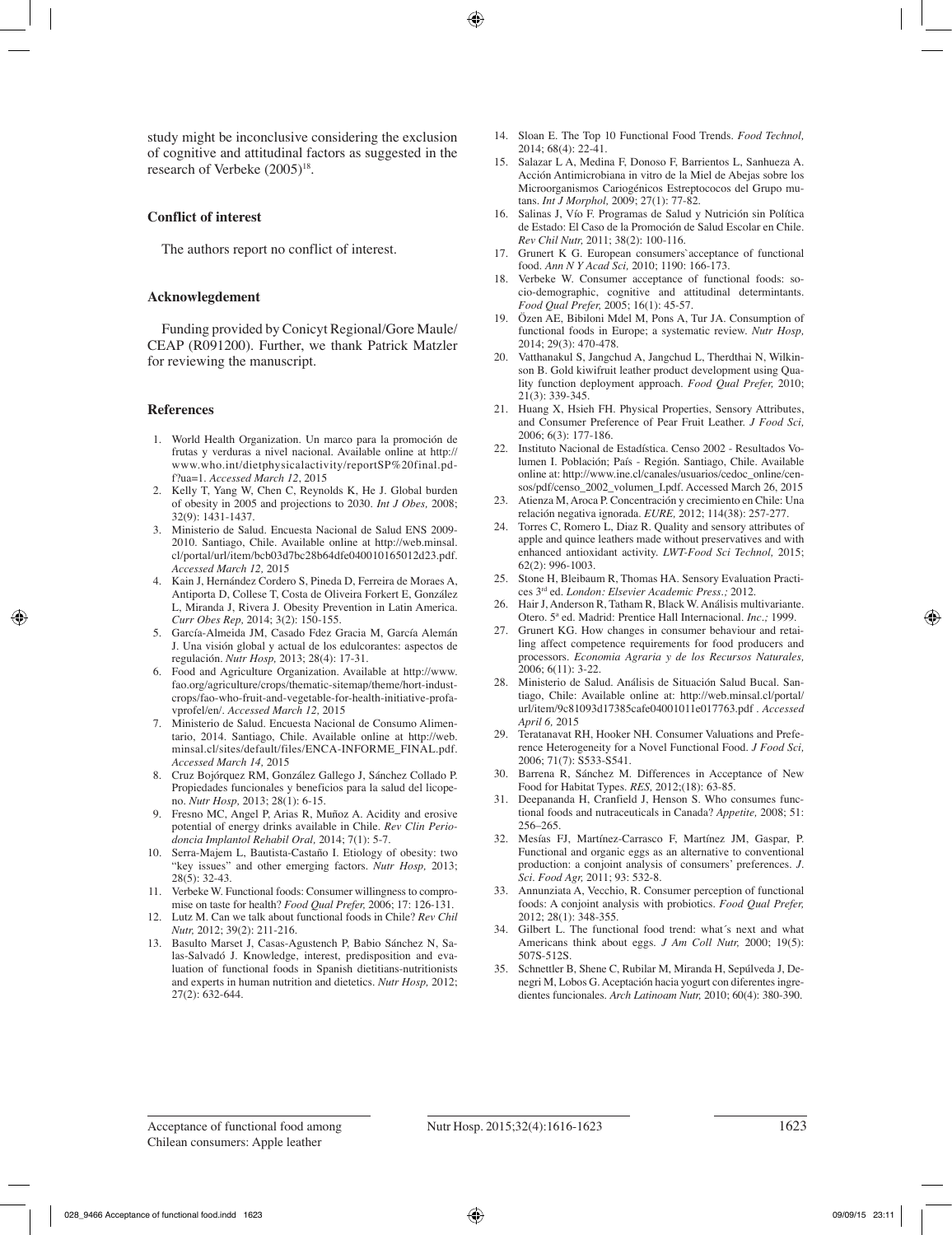study might be inconclusive considering the exclusion of cognitive and attitudinal factors as suggested in the research of Verbeke (2005)[18].

### Conflict of interest

The authors report no conflict of interest.

### Acknowlegdement

Funding provided by Conicyt Regional/Gore Maule/CEAP (R091200). Further, we thank Patrick Matzler for reviewing the manuscript.

### References

1. World Health Organization. Un marco para la promoción de frutas y verduras a nivel nacional. Available online at http://www.who.int/dietphysicalactivity/reportSP%20final.pdf?ua=1. *Accessed March 12*, 2015
2. Kelly T, Yang W, Chen C, Reynolds K, He J. Global burden of obesity in 2005 and projections to 2030. *Int J Obes,* 2008; 32(9): 1431-1437.
3. Ministerio de Salud. Encuesta Nacional de Salud ENS 2009-2010. Santiago, Chile. Available online at http://web.minsal.cl/portal/url/item/bcb03d7bc28b64dfe040010165012d23.pdf. *Accessed March 12,* 2015
4. Kain J, Hernández Cordero S, Pineda D, Ferreira de Moraes A, Antiporta D, Collese T, Costa de Oliveira Forkert E, González L, Miranda J, Rivera J. Obesity Prevention in Latin America. *Curr Obes Rep,* 2014; 3(2): 150-155.
5. García-Almeida JM, Casado Fdez Gracia M, García Alemán J. Una visión global y actual de los edulcorantes: aspectos de regulación. *Nutr Hosp,* 2013; 28(4): 17-31.
6. Food and Agriculture Organization. Available at http://www.fao.org/agriculture/crops/thematic-sitemap/theme/hort-indust-crops/fao-who-fruit-and-vegetable-for-health-initiative-profavprofel/en/. *Accessed March 12,* 2015
7. Ministerio de Salud. Encuesta Nacional de Consumo Alimentario, 2014. Santiago, Chile. Available online at http://web.minsal.cl/sites/default/files/ENCA-INFORME_FINAL.pdf. *Accessed March 14,* 2015
8. Cruz Bojórquez RM, González Gallego J, Sánchez Collado P. Propiedades funcionales y beneficios para la salud del licopeno. *Nutr Hosp,* 2013; 28(1): 6-15.
9. Fresno MC, Angel P, Arias R, Muñoz A. Acidity and erosive potential of energy drinks available in Chile. *Rev Clin Periodoncia Implantol Rehabil Oral,* 2014; 7(1): 5-7.
10. Serra-Majem L, Bautista-Castaño I. Etiology of obesity: two "key issues" and other emerging factors. *Nutr Hosp,* 2013; 28(5): 32-43.
11. Verbeke W. Functional foods: Consumer willingness to compromise on taste for health? *Food Qual Prefer,* 2006; 17: 126-131.
12. Lutz M. Can we talk about functional foods in Chile? *Rev Chil Nutr,* 2012; 39(2): 211-216.
13. Basulto Marset J, Casas-Agustench P, Babio Sánchez N, Salas-Salvadó J. Knowledge, interest, predisposition and evaluation of functional foods in Spanish dietitians-nutritionists and experts in human nutrition and dietetics. *Nutr Hosp,* 2012; 27(2): 632-644.
14. Sloan E. The Top 10 Functional Food Trends. *Food Technol,* 2014; 68(4): 22-41.
15. Salazar L A, Medina F, Donoso F, Barrientos L, Sanhueza A. Acción Antimicrobiana in vitro de la Miel de Abejas sobre los Microorganismos Cariogénicos Estreptococos del Grupo mutans. *Int J Morphol,* 2009; 27(1): 77-82.
16. Salinas J, Vío F. Programas de Salud y Nutrición sin Política de Estado: El Caso de la Promoción de Salud Escolar en Chile. *Rev Chil Nutr,* 2011; 38(2): 100-116.
17. Grunert K G. European consumers`acceptance of functional food. *Ann N Y Acad Sci,* 2010; 1190: 166-173.
18. Verbeke W. Consumer acceptance of functional foods: socio-demographic, cognitive and attitudinal determintants. *Food Qual Prefer,* 2005; 16(1): 45-57.
19. Özen AE, Bibiloni Mdel M, Pons A, Tur JA. Consumption of functional foods in Europe; a systematic review. *Nutr Hosp,* 2014; 29(3): 470-478.
20. Vatthanakul S, Jangchud A, Jangchud L, Therdthai N, Wilkinson B. Gold kiwifruit leather product development using Quality function deployment approach. *Food Qual Prefer,* 2010; 21(3): 339-345.
21. Huang X, Hsieh FH. Physical Properties, Sensory Attributes, and Consumer Preference of Pear Fruit Leather. *J Food Sci,* 2006; 6(3): 177-186.
22. Instituto Nacional de Estadística. Censo 2002 - Resultados Volumen I. Población; País - Región. Santiago, Chile. Available online at: http://www.ine.cl/canales/usuarios/cedoc_online/censos/pdf/censo_2002_volumen_I.pdf. Accessed March 26, 2015
23. Atienza M, Aroca P. Concentración y crecimiento en Chile: Una relación negativa ignorada. *EURE,* 2012; 114(38): 257-277.
24. Torres C, Romero L, Diaz R. Quality and sensory attributes of apple and quince leathers made without preservatives and with enhanced antioxidant activity. *LWT-Food Sci Technol,* 2015; 62(2): 996-1003.
25. Stone H, Bleibaum R, Thomas HA. Sensory Evaluation Practices 3rd ed. *London: Elsevier Academic Press.;* 2012.
26. Hair J, Anderson R, Tatham R, Black W. Análisis multivariante. Otero. 5ª ed. Madrid: Prentice Hall Internacional. *Inc.;* 1999.
27. Grunert KG. How changes in consumer behaviour and retailing affect competence requirements for food producers and processors. *Economia Agraria y de los Recursos Naturales,* 2006; 6(11): 3-22.
28. Ministerio de Salud. Análisis de Situación Salud Bucal. Santiago, Chile: Available online at: http://web.minsal.cl/portal/url/item/9c81093d17385cafe04001011e017763.pdf . *Accessed April 6,* 2015
29. Teratanavat RH, Hooker NH. Consumer Valuations and Preference Heterogeneity for a Novel Functional Food. *J Food Sci,* 2006; 71(7): S533-S541.
30. Barrena R, Sánchez M. Differences in Acceptance of New Food for Habitat Types. *RES,* 2012;(18): 63-85.
31. Deepananda H, Cranfield J, Henson S. Who consumes functional foods and nutraceuticals in Canada? *Appetite,* 2008; 51: 256–265.
32. Mesías FJ, Martínez-Carrasco F, Martínez JM, Gaspar, P. Functional and organic eggs as an alternative to conventional production: a conjoint analysis of consumers' preferences. *J. Sci. Food Agr,* 2011; 93: 532-8.
33. Annunziata A, Vecchio, R. Consumer perception of functional foods: A conjoint analysis with probiotics. *Food Qual Prefer,* 2012; 28(1): 348-355.
34. Gilbert L. The functional food trend: what´s next and what Americans think about eggs. *J Am Coll Nutr,* 2000; 19(5): 507S-512S.
35. Schnettler B, Shene C, Rubilar M, Miranda H, Sepúlveda J, Denegri M, Lobos G. Aceptación hacia yogurt con diferentes ingredientes funcionales. *Arch Latinoam Nutr,* 2010; 60(4): 380-390.